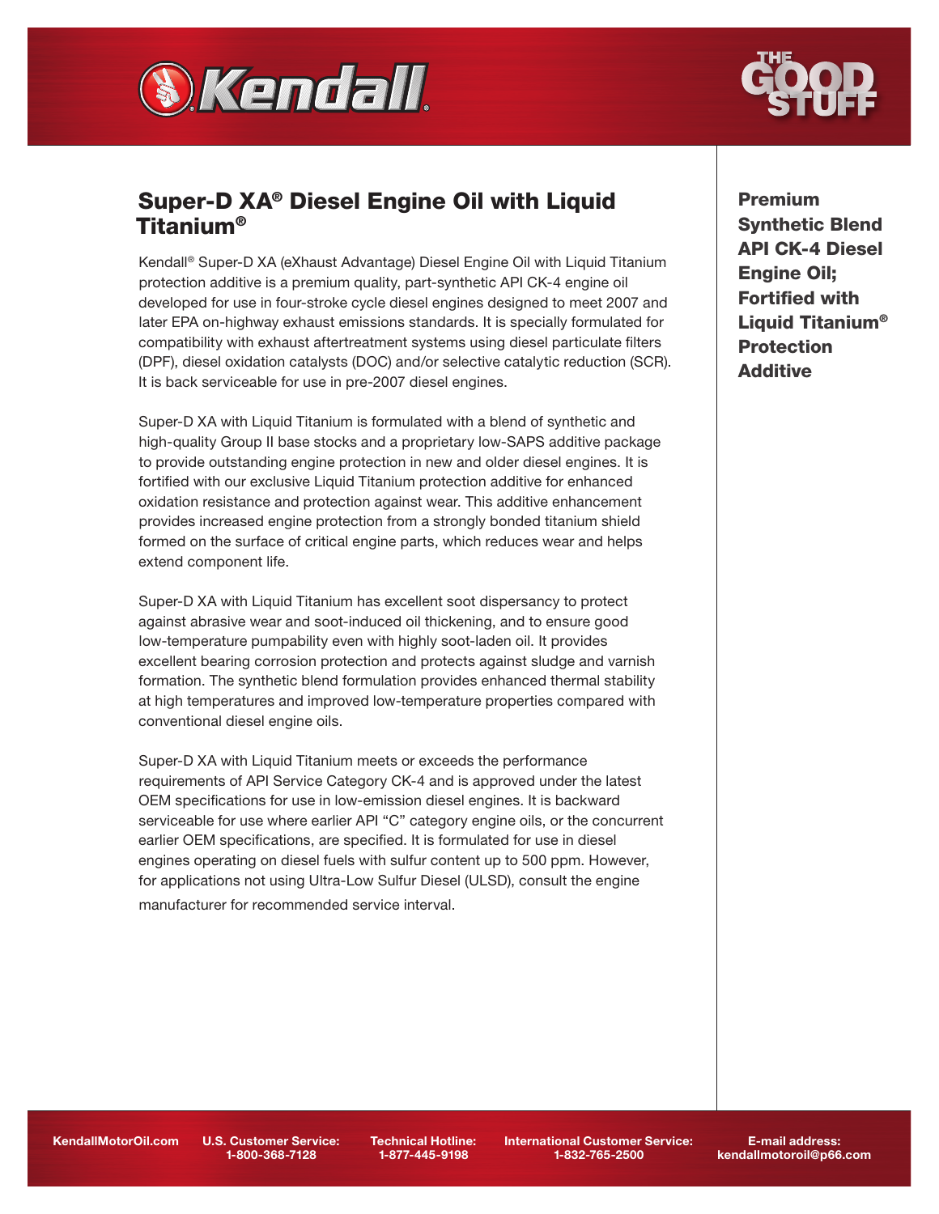# Super-D XA® Diesel Engine Oil with Liquid Titanium®

**Premium Synthetic Blend API CK-4 Diesel Engine Oil; Fortified with Liquid Titanium® Protection Additive**

Kendall® Super-D XA (eXhaust Advantage) Diesel Engine Oil with Liquid Titanium protection additive is a premium quality, part-synthetic API CK-4 engine oil developed for use in four-stroke cycle diesel engines designed to meet 2007 and later EPA on-highway exhaust emissions standards. It is specially formulated for compatibility with exhaust aftertreatment systems using diesel particulate filters (DPF), diesel oxidation catalysts (DOC) and/or selective catalytic reduction (SCR). It is back serviceable for use in pre-2007 diesel engines.

Super-D XA with Liquid Titanium is formulated with a blend of synthetic and high-quality Group II base stocks and a proprietary low-SAPS additive package to provide outstanding engine protection in new and older diesel engines. It is fortified with our exclusive Liquid Titanium protection additive for enhanced oxidation resistance and protection against wear. This additive enhancement provides increased engine protection from a strongly bonded titanium shield formed on the surface of critical engine parts, which reduces wear and helps extend component life.

Super-D XA with Liquid Titanium has excellent soot dispersancy to protect against abrasive wear and soot-induced oil thickening, and to ensure good low-temperature pumpability even with highly soot-laden oil. It provides excellent bearing corrosion protection and protects against sludge and varnish formation. The synthetic blend formulation provides enhanced thermal stability at high temperatures and improved low-temperature properties compared with conventional diesel engine oils.

Super-D XA with Liquid Titanium meets or exceeds the performance requirements of API Service Category CK-4 and is approved under the latest OEM specifications for use in low-emission diesel engines. It is backward serviceable for use where earlier API "C" category engine oils, or the concurrent earlier OEM specifications, are specified. It is formulated for use in diesel engines operating on diesel fuels with sulfur content up to 500 ppm. However, for applications not using Ultra-Low Sulfur Diesel (ULSD), consult the engine manufacturer for recommended service interval.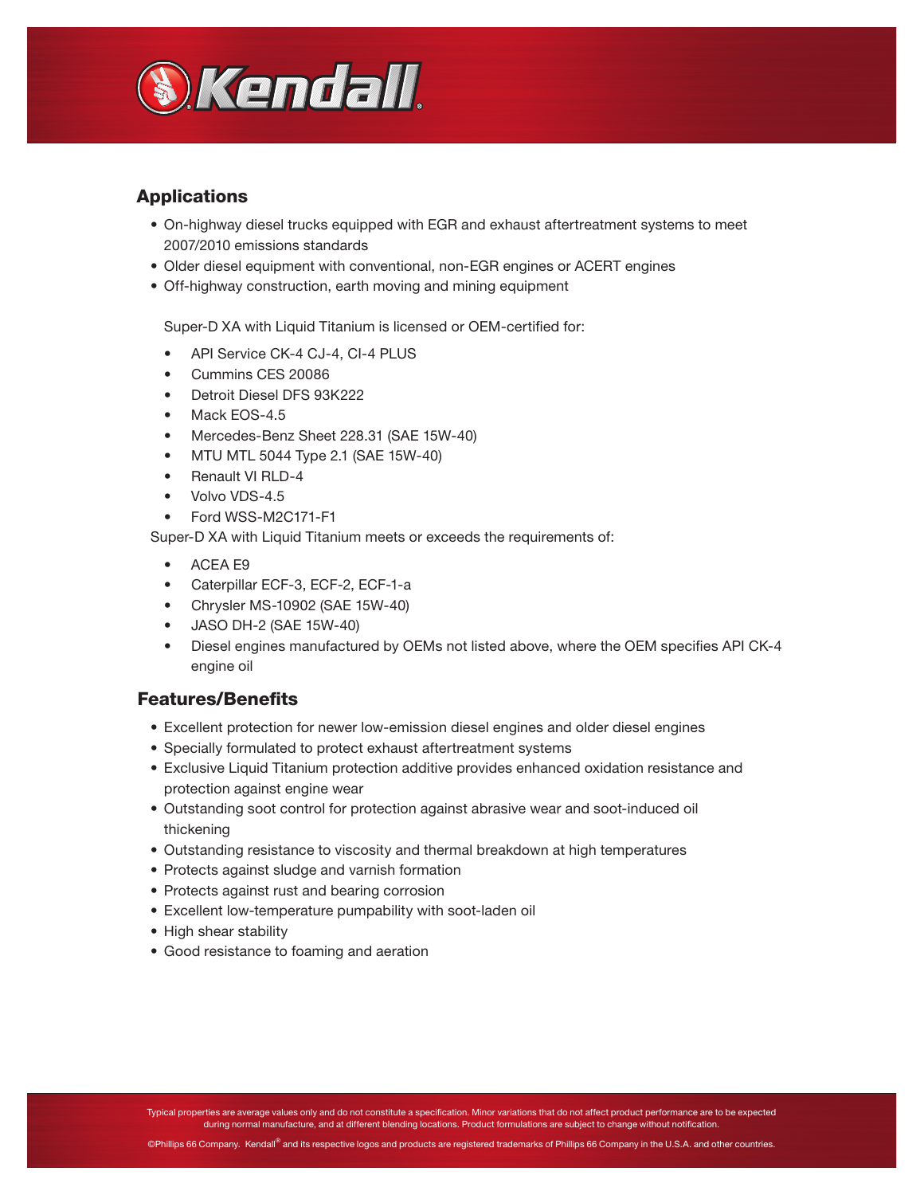## Applications

- On-highway diesel trucks equipped with EGR and exhaust aftertreatment systems to meet 2007/2010 emissions standards
- Older diesel equipment with conventional, non-EGR engines or ACERT engines
- Off-highway construction, earth moving and mining equipment

Super-D XA with Liquid Titanium is licensed or OEM-certified for:

- API Service CK-4 CJ-4, CI-4 PLUS
- Cummins CES 20086
- Detroit Diesel DFS 93K222
- Mack EOS-4.5
- Mercedes-Benz Sheet 228.31 (SAE 15W-40)
- MTU MTL 5044 Type 2.1 (SAE 15W-40)
- Renault VI RLD-4
- Volvo VDS-4.5
- Ford WSS-M2C171-F1

Super-D XA with Liquid Titanium meets or exceeds the requirements of:

- ACEA E9
- Caterpillar ECF-3, ECF-2, ECF-1-a
- Chrysler MS-10902 (SAE 15W-40)
- JASO DH-2 (SAE 15W-40)
- Diesel engines manufactured by OEMs not listed above, where the OEM specifies API CK-4 engine oil

## Features/Benefits

- Excellent protection for newer low-emission diesel engines and older diesel engines
- Specially formulated to protect exhaust aftertreatment systems
- Exclusive Liquid Titanium protection additive provides enhanced oxidation resistance and protection against engine wear
- Outstanding soot control for protection against abrasive wear and soot-induced oil thickening
- Outstanding resistance to viscosity and thermal breakdown at high temperatures
- Protects against sludge and varnish formation
- Protects against rust and bearing corrosion
- Excellent low-temperature pumpability with soot-laden oil
- High shear stability
- Good resistance to foaming and aeration

Typical properties are average values only and do not constitute a specification. Minor variations that do not affect product performance are to be expected during normal manufacture, and at different blending locations. Product formulations are subject to change without notification.

©Phillips 66 Company. Kendall® and its respective logos and products are registered trademarks of Phillips 66 Company in the U.S.A. and other countries.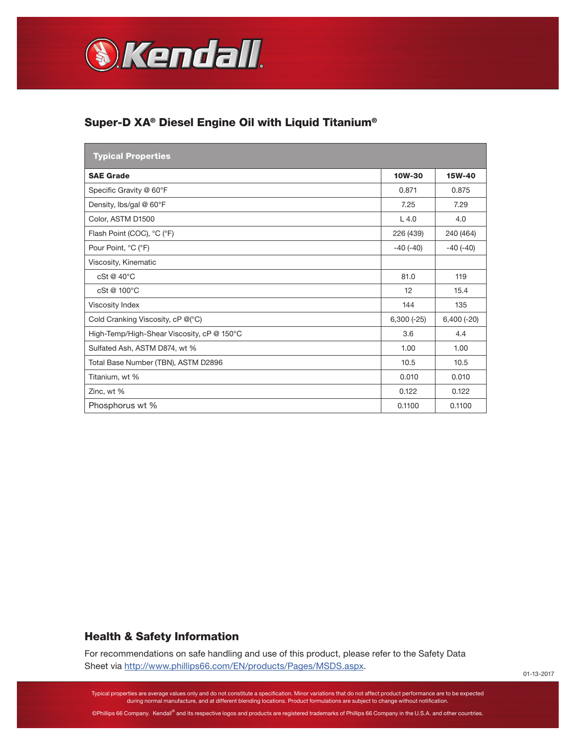## Super-D XA® Diesel Engine Oil with Liquid Titanium®

| Typical Properties | | |
|---|---|---|
| **SAE Grade** | **10W-30** | **15W-40** |
| Specific Gravity @ 60°F | 0.871 | 0.875 |
| Density, lbs/gal @ 60°F | 7.25 | 7.29 |
| Color, ASTM D1500 | L 4.0 | 4.0 |
| Flash Point (COC), °C (°F) | 226 (439) | 240 (464) |
| Pour Point, °C (°F) | -40 (-40) | -40 (-40) |
| Viscosity, Kinematic | | |
| cSt @ 40°C | 81.0 | 119 |
| cSt @ 100°C | 12 | 15.4 |
| Viscosity Index | 144 | 135 |
| Cold Cranking Viscosity, cP @(°C) | 6,300 (-25) | 6,400 (-20) |
| High-Temp/High-Shear Viscosity, cP @ 150°C | 3.6 | 4.4 |
| Sulfated Ash, ASTM D874, wt % | 1.00 | 1.00 |
| Total Base Number (TBN), ASTM D2896 | 10.5 | 10.5 |
| Titanium, wt % | 0.010 | 0.010 |
| Zinc, wt % | 0.122 | 0.122 |
| Phosphorus wt % | 0.1100 | 0.1100 |

## Health & Safety Information

For recommendations on safe handling and use of this product, please refer to the Safety Data Sheet via http://www.phillips66.com/EN/products/Pages/MSDS.aspx.

01-13-2017

Typical properties are average values only and do not constitute a specification. Minor variations that do not affect product performance are to be expected during normal manufacture, and at different blending locations. Product formulations are subject to change without notification.

©Phillips 66 Company. Kendall® and its respective logos and products are registered trademarks of Phillips 66 Company in the U.S.A. and other countries.